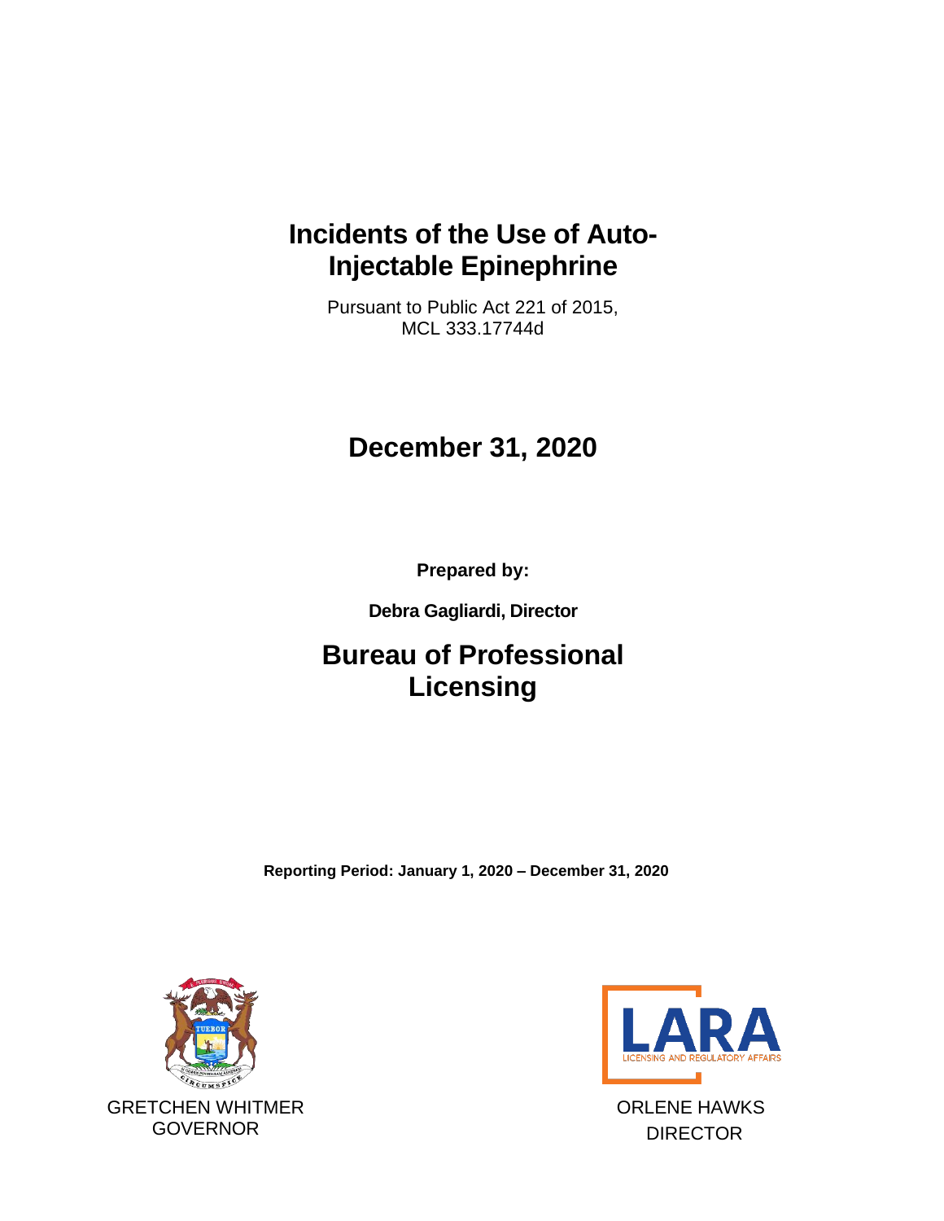# Incidents of the Use of Auto-Injectable Epinephrine

Pursuant to Public Act 221 of 2015, MCL 333.17744d

## December 31, 2020

**Prepared by:**

**Debra Gagliardi, Director**

## Bureau of Professional Licensing

**Reporting Period: January 1, 2020 – December 31, 2020**

GRETCHEN WHITMER
GOVERNOR

ORLENE HAWKS
DIRECTOR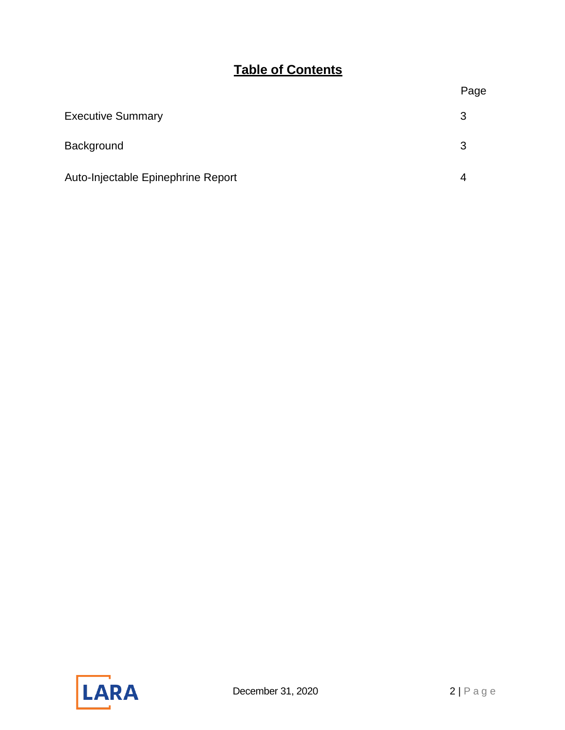# Table of Contents

| | Page |
|---|---|
| Executive Summary | 3 |
| Background | 3 |
| Auto-Injectable Epinephrine Report | 4 |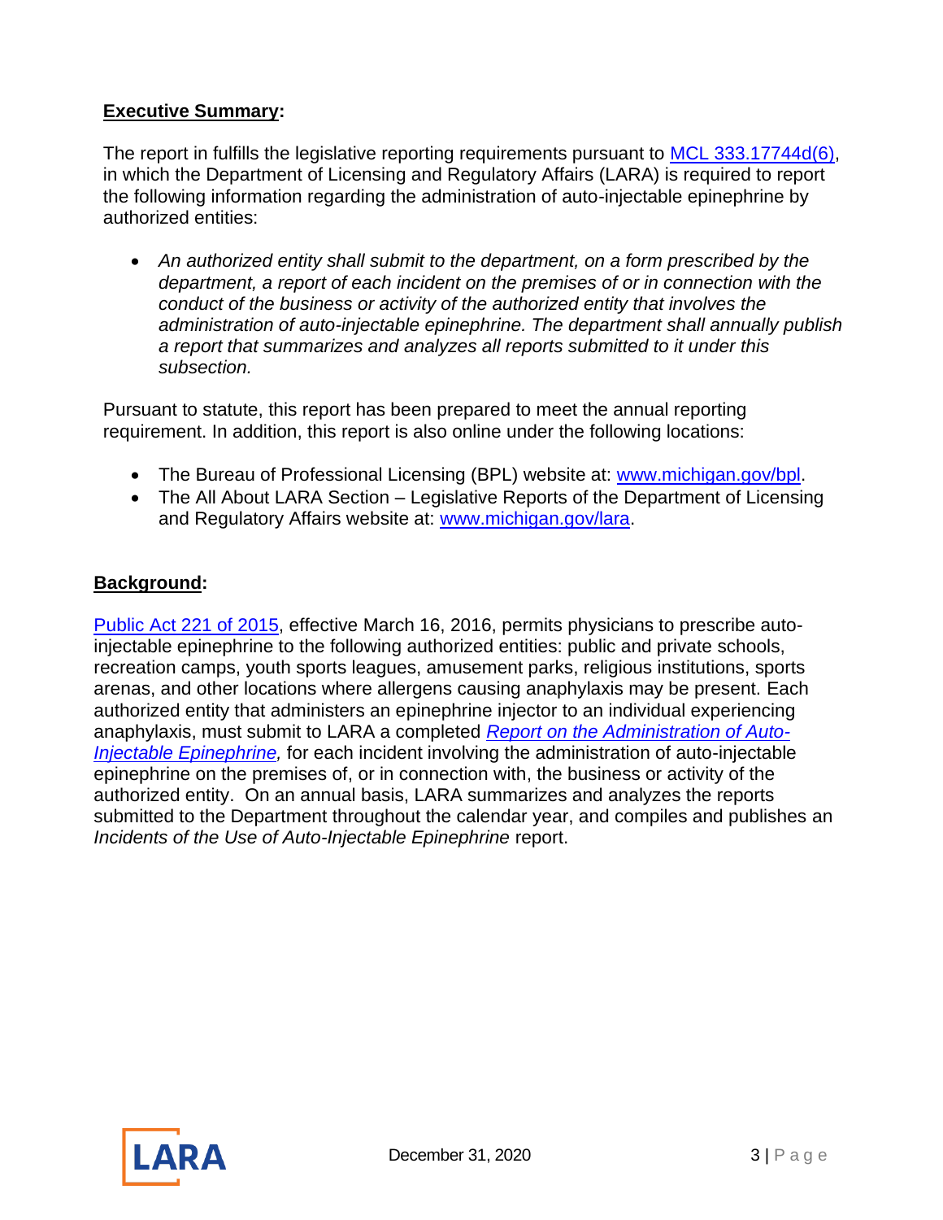**Executive Summary:**

The report in fulfills the legislative reporting requirements pursuant to [MCL 333.17744d(6)](), in which the Department of Licensing and Regulatory Affairs (LARA) is required to report the following information regarding the administration of auto-injectable epinephrine by authorized entities:

- *An authorized entity shall submit to the department, on a form prescribed by the department, a report of each incident on the premises of or in connection with the conduct of the business or activity of the authorized entity that involves the administration of auto-injectable epinephrine. The department shall annually publish a report that summarizes and analyzes all reports submitted to it under this subsection.*

Pursuant to statute, this report has been prepared to meet the annual reporting requirement. In addition, this report is also online under the following locations:

- The Bureau of Professional Licensing (BPL) website at: www.michigan.gov/bpl.
- The All About LARA Section – Legislative Reports of the Department of Licensing and Regulatory Affairs website at: www.michigan.gov/lara.

**Background:**

Public Act 221 of 2015, effective March 16, 2016, permits physicians to prescribe auto-injectable epinephrine to the following authorized entities: public and private schools, recreation camps, youth sports leagues, amusement parks, religious institutions, sports arenas, and other locations where allergens causing anaphylaxis may be present. Each authorized entity that administers an epinephrine injector to an individual experiencing anaphylaxis, must submit to LARA a completed *Report on the Administration of Auto-Injectable Epinephrine,* for each incident involving the administration of auto-injectable epinephrine on the premises of, or in connection with, the business or activity of the authorized entity. On an annual basis, LARA summarizes and analyzes the reports submitted to the Department throughout the calendar year, and compiles and publishes an *Incidents of the Use of Auto-Injectable Epinephrine* report.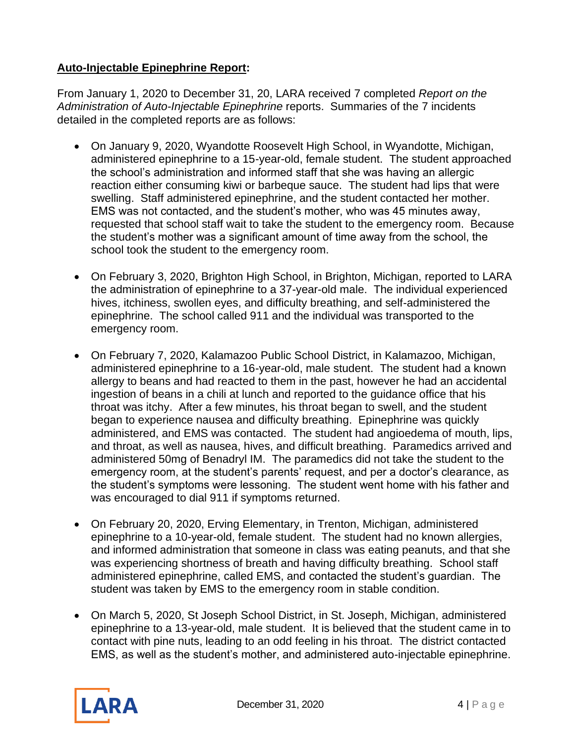**Auto-Injectable Epinephrine Report:**

From January 1, 2020 to December 31, 20, LARA received 7 completed *Report on the Administration of Auto-Injectable Epinephrine* reports. Summaries of the 7 incidents detailed in the completed reports are as follows:

- On January 9, 2020, Wyandotte Roosevelt High School, in Wyandotte, Michigan, administered epinephrine to a 15-year-old, female student. The student approached the school's administration and informed staff that she was having an allergic reaction either consuming kiwi or barbeque sauce. The student had lips that were swelling. Staff administered epinephrine, and the student contacted her mother. EMS was not contacted, and the student's mother, who was 45 minutes away, requested that school staff wait to take the student to the emergency room. Because the student's mother was a significant amount of time away from the school, the school took the student to the emergency room.

- On February 3, 2020, Brighton High School, in Brighton, Michigan, reported to LARA the administration of epinephrine to a 37-year-old male. The individual experienced hives, itchiness, swollen eyes, and difficulty breathing, and self-administered the epinephrine. The school called 911 and the individual was transported to the emergency room.

- On February 7, 2020, Kalamazoo Public School District, in Kalamazoo, Michigan, administered epinephrine to a 16-year-old, male student. The student had a known allergy to beans and had reacted to them in the past, however he had an accidental ingestion of beans in a chili at lunch and reported to the guidance office that his throat was itchy. After a few minutes, his throat began to swell, and the student began to experience nausea and difficulty breathing. Epinephrine was quickly administered, and EMS was contacted. The student had angioedema of mouth, lips, and throat, as well as nausea, hives, and difficult breathing. Paramedics arrived and administered 50mg of Benadryl IM. The paramedics did not take the student to the emergency room, at the student's parents' request, and per a doctor's clearance, as the student's symptoms were lessoning. The student went home with his father and was encouraged to dial 911 if symptoms returned.

- On February 20, 2020, Erving Elementary, in Trenton, Michigan, administered epinephrine to a 10-year-old, female student. The student had no known allergies, and informed administration that someone in class was eating peanuts, and that she was experiencing shortness of breath and having difficulty breathing. School staff administered epinephrine, called EMS, and contacted the student's guardian. The student was taken by EMS to the emergency room in stable condition.

- On March 5, 2020, St Joseph School District, in St. Joseph, Michigan, administered epinephrine to a 13-year-old, male student. It is believed that the student came in to contact with pine nuts, leading to an odd feeling in his throat. The district contacted EMS, as well as the student's mother, and administered auto-injectable epinephrine.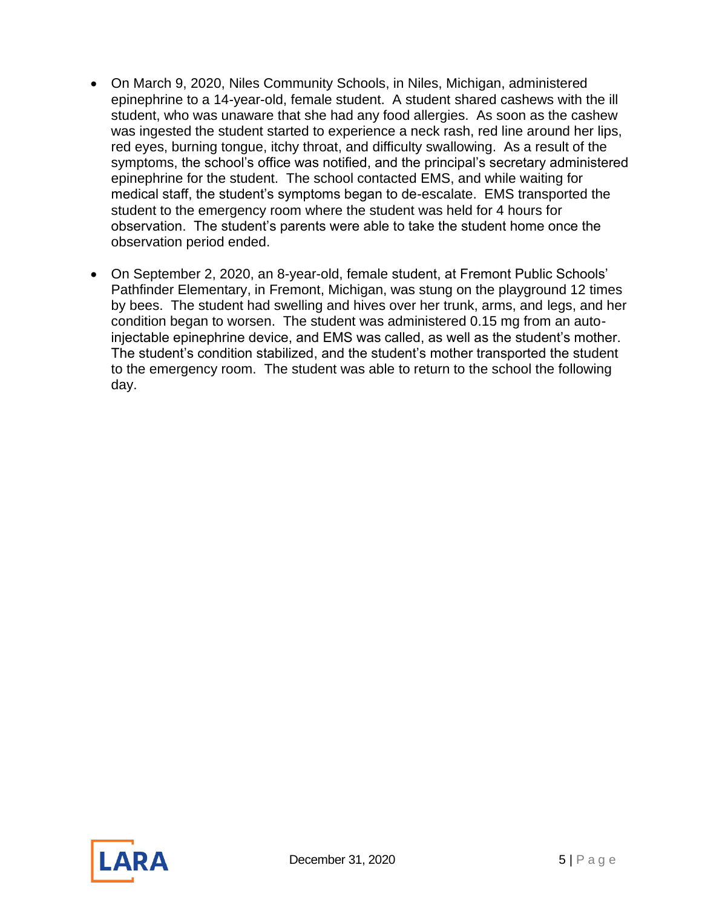- On March 9, 2020, Niles Community Schools, in Niles, Michigan, administered epinephrine to a 14-year-old, female student. A student shared cashews with the ill student, who was unaware that she had any food allergies. As soon as the cashew was ingested the student started to experience a neck rash, red line around her lips, red eyes, burning tongue, itchy throat, and difficulty swallowing. As a result of the symptoms, the school's office was notified, and the principal's secretary administered epinephrine for the student. The school contacted EMS, and while waiting for medical staff, the student's symptoms began to de-escalate. EMS transported the student to the emergency room where the student was held for 4 hours for observation. The student's parents were able to take the student home once the observation period ended.

- On September 2, 2020, an 8-year-old, female student, at Fremont Public Schools' Pathfinder Elementary, in Fremont, Michigan, was stung on the playground 12 times by bees. The student had swelling and hives over her trunk, arms, and legs, and her condition began to worsen. The student was administered 0.15 mg from an auto-injectable epinephrine device, and EMS was called, as well as the student's mother. The student's condition stabilized, and the student's mother transported the student to the emergency room. The student was able to return to the school the following day.